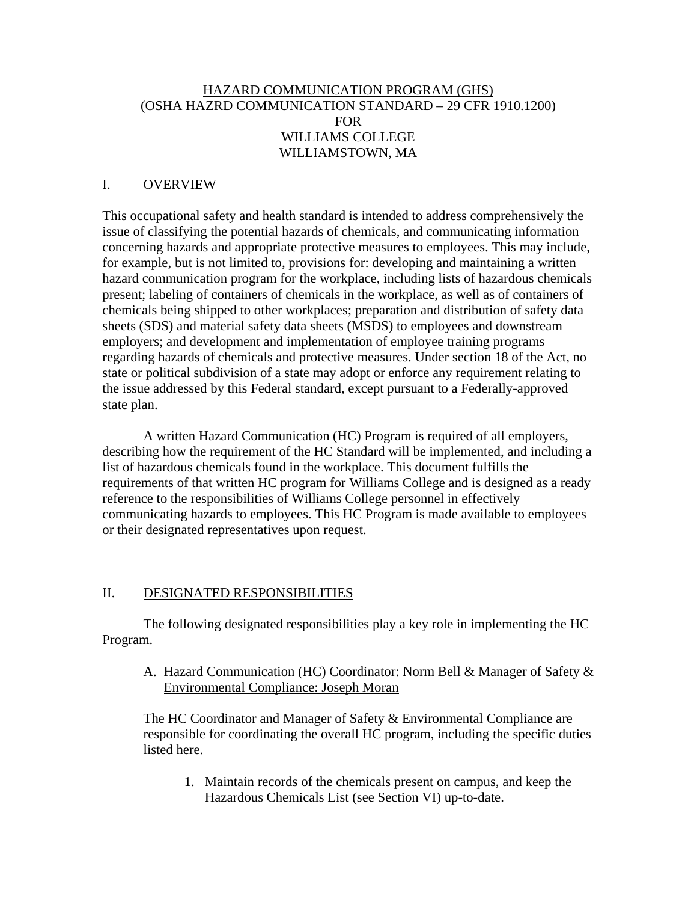# HAZARD COMMUNICATION PROGRAM (GHS)
# (OSHA HAZRD COMMUNICATION STANDARD – 29 CFR 1910.1200)
# FOR
# WILLIAMS COLLEGE
# WILLIAMSTOWN, MA

## I. OVERVIEW

This occupational safety and health standard is intended to address comprehensively the issue of classifying the potential hazards of chemicals, and communicating information concerning hazards and appropriate protective measures to employees. This may include, for example, but is not limited to, provisions for: developing and maintaining a written hazard communication program for the workplace, including lists of hazardous chemicals present; labeling of containers of chemicals in the workplace, as well as of containers of chemicals being shipped to other workplaces; preparation and distribution of safety data sheets (SDS) and material safety data sheets (MSDS) to employees and downstream employers; and development and implementation of employee training programs regarding hazards of chemicals and protective measures. Under section 18 of the Act, no state or political subdivision of a state may adopt or enforce any requirement relating to the issue addressed by this Federal standard, except pursuant to a Federally-approved state plan.

A written Hazard Communication (HC) Program is required of all employers, describing how the requirement of the HC Standard will be implemented, and including a list of hazardous chemicals found in the workplace. This document fulfills the requirements of that written HC program for Williams College and is designed as a ready reference to the responsibilities of Williams College personnel in effectively communicating hazards to employees. This HC Program is made available to employees or their designated representatives upon request.

## II. DESIGNATED RESPONSIBILITIES

The following designated responsibilities play a key role in implementing the HC Program.

A. Hazard Communication (HC) Coordinator: Norm Bell & Manager of Safety & Environmental Compliance: Joseph Moran

The HC Coordinator and Manager of Safety & Environmental Compliance are responsible for coordinating the overall HC program, including the specific duties listed here.

1. Maintain records of the chemicals present on campus, and keep the Hazardous Chemicals List (see Section VI) up-to-date.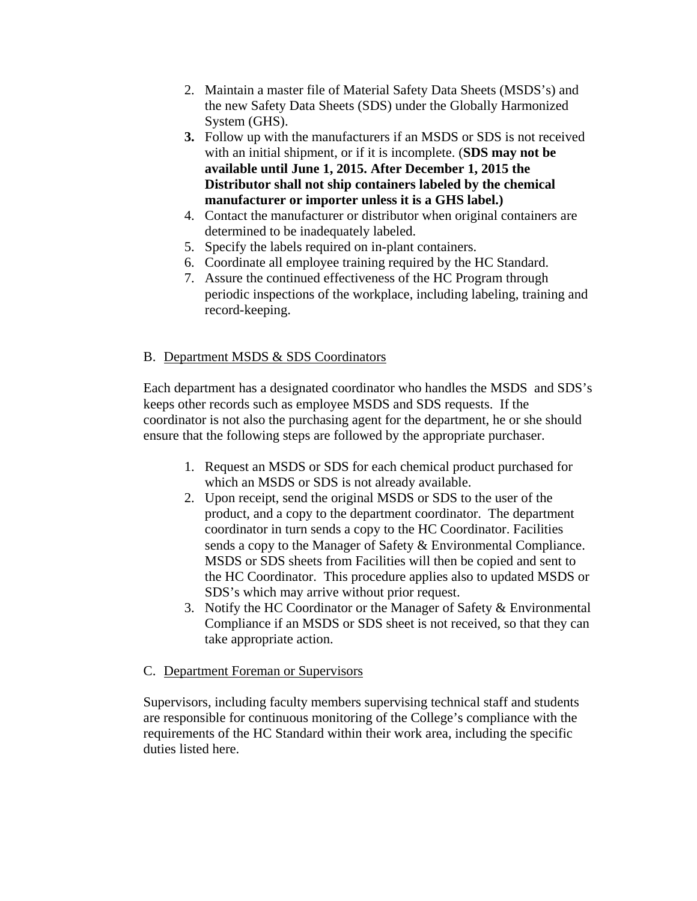2. Maintain a master file of Material Safety Data Sheets (MSDS's) and the new Safety Data Sheets (SDS) under the Globally Harmonized System (GHS).
3. Follow up with the manufacturers if an MSDS or SDS is not received with an initial shipment, or if it is incomplete. (**SDS may not be available until June 1, 2015. After December 1, 2015 the Distributor shall not ship containers labeled by the chemical manufacturer or importer unless it is a GHS label.)**
4. Contact the manufacturer or distributor when original containers are determined to be inadequately labeled.
5. Specify the labels required on in-plant containers.
6. Coordinate all employee training required by the HC Standard.
7. Assure the continued effectiveness of the HC Program through periodic inspections of the workplace, including labeling, training and record-keeping.

B. <u>Department MSDS & SDS Coordinators</u>

Each department has a designated coordinator who handles the MSDS and SDS's keeps other records such as employee MSDS and SDS requests. If the coordinator is not also the purchasing agent for the department, he or she should ensure that the following steps are followed by the appropriate purchaser.

1. Request an MSDS or SDS for each chemical product purchased for which an MSDS or SDS is not already available.
2. Upon receipt, send the original MSDS or SDS to the user of the product, and a copy to the department coordinator. The department coordinator in turn sends a copy to the HC Coordinator. Facilities sends a copy to the Manager of Safety & Environmental Compliance. MSDS or SDS sheets from Facilities will then be copied and sent to the HC Coordinator. This procedure applies also to updated MSDS or SDS's which may arrive without prior request.
3. Notify the HC Coordinator or the Manager of Safety & Environmental Compliance if an MSDS or SDS sheet is not received, so that they can take appropriate action.

C. <u>Department Foreman or Supervisors</u>

Supervisors, including faculty members supervising technical staff and students are responsible for continuous monitoring of the College's compliance with the requirements of the HC Standard within their work area, including the specific duties listed here.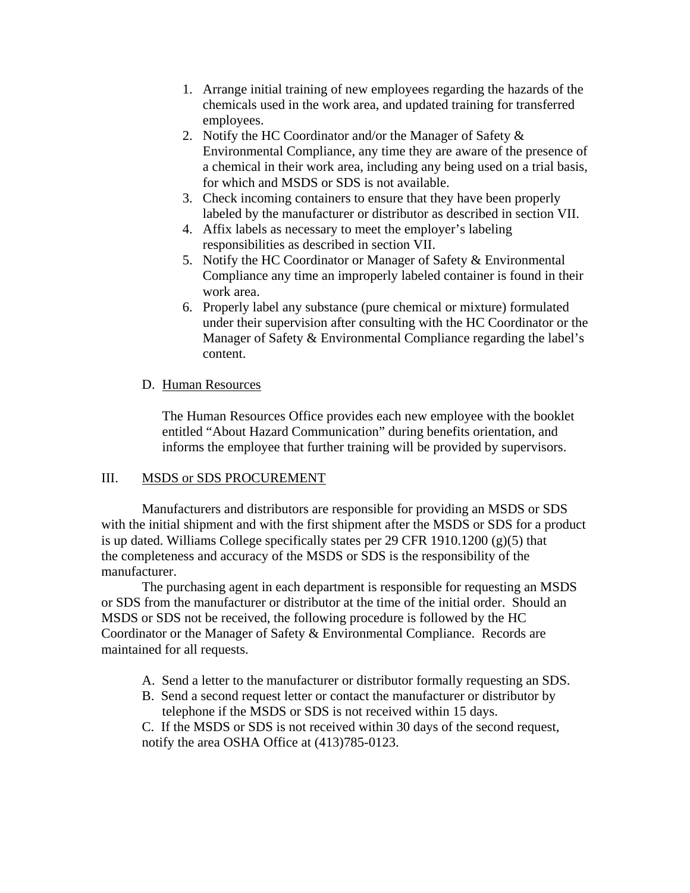1. Arrange initial training of new employees regarding the hazards of the chemicals used in the work area, and updated training for transferred employees.
2. Notify the HC Coordinator and/or the Manager of Safety & Environmental Compliance, any time they are aware of the presence of a chemical in their work area, including any being used on a trial basis, for which and MSDS or SDS is not available.
3. Check incoming containers to ensure that they have been properly labeled by the manufacturer or distributor as described in section VII.
4. Affix labels as necessary to meet the employer's labeling responsibilities as described in section VII.
5. Notify the HC Coordinator or Manager of Safety & Environmental Compliance any time an improperly labeled container is found in their work area.
6. Properly label any substance (pure chemical or mixture) formulated under their supervision after consulting with the HC Coordinator or the Manager of Safety & Environmental Compliance regarding the label's content.

D. Human Resources

The Human Resources Office provides each new employee with the booklet entitled "About Hazard Communication" during benefits orientation, and informs the employee that further training will be provided by supervisors.

## III. MSDS or SDS PROCUREMENT

Manufacturers and distributors are responsible for providing an MSDS or SDS with the initial shipment and with the first shipment after the MSDS or SDS for a product is up dated. Williams College specifically states per 29 CFR 1910.1200 (g)(5) that the completeness and accuracy of the MSDS or SDS is the responsibility of the manufacturer.

The purchasing agent in each department is responsible for requesting an MSDS or SDS from the manufacturer or distributor at the time of the initial order. Should an MSDS or SDS not be received, the following procedure is followed by the HC Coordinator or the Manager of Safety & Environmental Compliance. Records are maintained for all requests.

A. Send a letter to the manufacturer or distributor formally requesting an SDS.

B. Send a second request letter or contact the manufacturer or distributor by telephone if the MSDS or SDS is not received within 15 days.

C. If the MSDS or SDS is not received within 30 days of the second request, notify the area OSHA Office at (413)785-0123.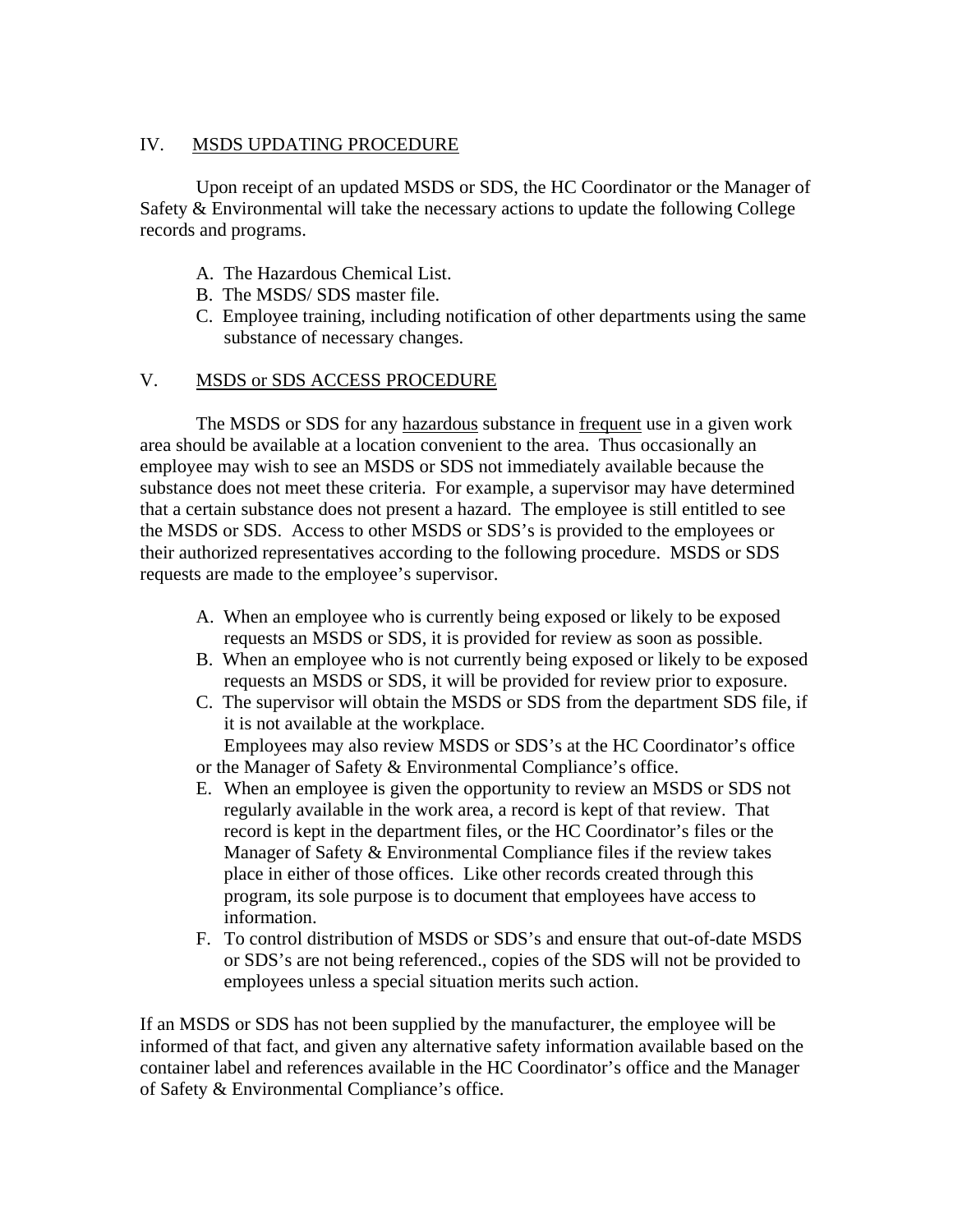## IV. MSDS UPDATING PROCEDURE

Upon receipt of an updated MSDS or SDS, the HC Coordinator or the Manager of Safety & Environmental will take the necessary actions to update the following College records and programs.

A. The Hazardous Chemical List.
B. The MSDS/ SDS master file.
C. Employee training, including notification of other departments using the same substance of necessary changes.

## V. MSDS or SDS ACCESS PROCEDURE

The MSDS or SDS for any <u>hazardous</u> substance in <u>frequent</u> use in a given work area should be available at a location convenient to the area. Thus occasionally an employee may wish to see an MSDS or SDS not immediately available because the substance does not meet these criteria. For example, a supervisor may have determined that a certain substance does not present a hazard. The employee is still entitled to see the MSDS or SDS. Access to other MSDS or SDS's is provided to the employees or their authorized representatives according to the following procedure. MSDS or SDS requests are made to the employee's supervisor.

A. When an employee who is currently being exposed or likely to be exposed requests an MSDS or SDS, it is provided for review as soon as possible.
B. When an employee who is not currently being exposed or likely to be exposed requests an MSDS or SDS, it will be provided for review prior to exposure.
C. The supervisor will obtain the MSDS or SDS from the department SDS file, if it is not available at the workplace.
   Employees may also review MSDS or SDS's at the HC Coordinator's office or the Manager of Safety & Environmental Compliance's office.
E. When an employee is given the opportunity to review an MSDS or SDS not regularly available in the work area, a record is kept of that review. That record is kept in the department files, or the HC Coordinator's files or the Manager of Safety & Environmental Compliance files if the review takes place in either of those offices. Like other records created through this program, its sole purpose is to document that employees have access to information.
F. To control distribution of MSDS or SDS's and ensure that out-of-date MSDS or SDS's are not being referenced., copies of the SDS will not be provided to employees unless a special situation merits such action.

If an MSDS or SDS has not been supplied by the manufacturer, the employee will be informed of that fact, and given any alternative safety information available based on the container label and references available in the HC Coordinator's office and the Manager of Safety & Environmental Compliance's office.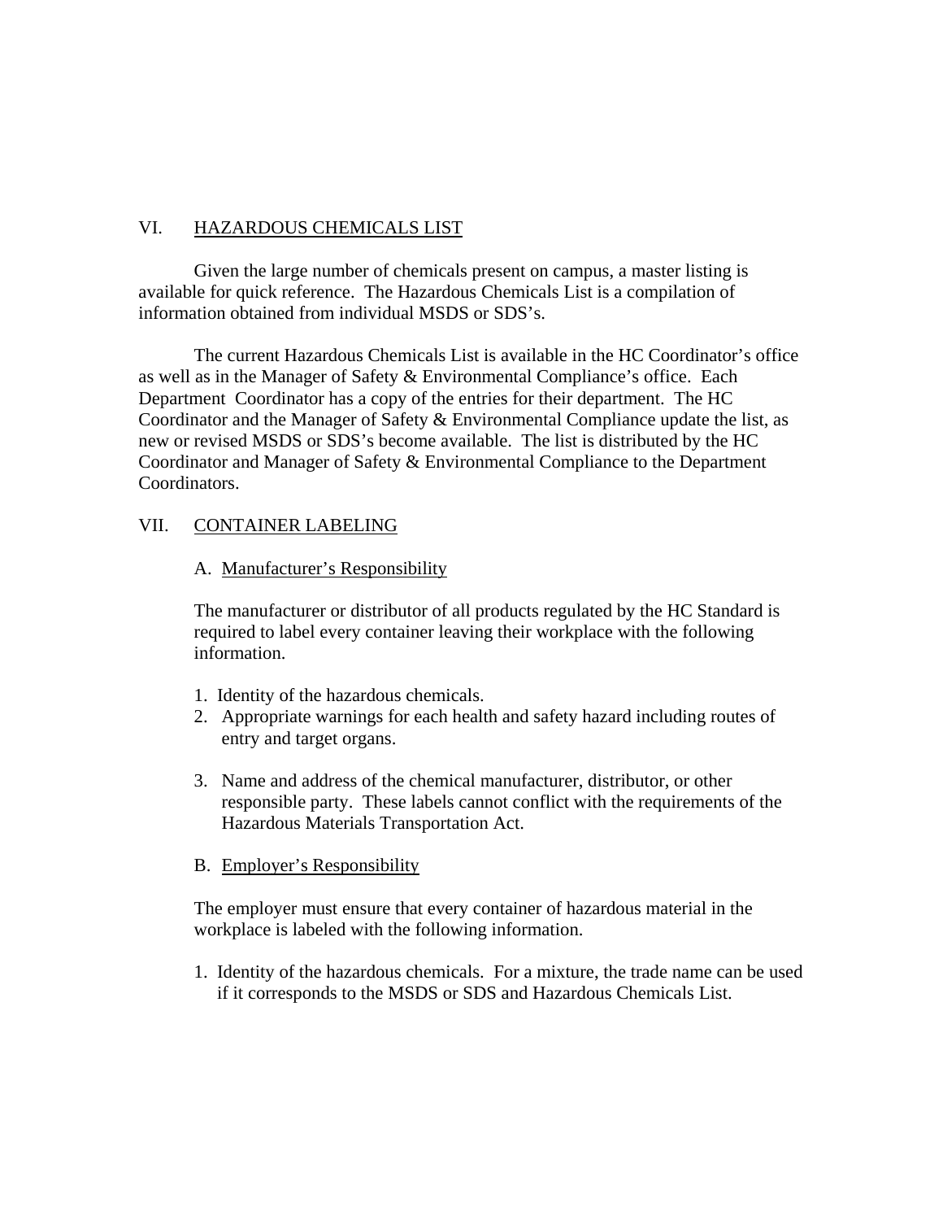## VI. HAZARDOUS CHEMICALS LIST

Given the large number of chemicals present on campus, a master listing is available for quick reference. The Hazardous Chemicals List is a compilation of information obtained from individual MSDS or SDS's.

The current Hazardous Chemicals List is available in the HC Coordinator's office as well as in the Manager of Safety & Environmental Compliance's office. Each Department Coordinator has a copy of the entries for their department. The HC Coordinator and the Manager of Safety & Environmental Compliance update the list, as new or revised MSDS or SDS's become available. The list is distributed by the HC Coordinator and Manager of Safety & Environmental Compliance to the Department Coordinators.

## VII. CONTAINER LABELING

### A. Manufacturer's Responsibility

The manufacturer or distributor of all products regulated by the HC Standard is required to label every container leaving their workplace with the following information.

1. Identity of the hazardous chemicals.
2. Appropriate warnings for each health and safety hazard including routes of entry and target organs.
3. Name and address of the chemical manufacturer, distributor, or other responsible party. These labels cannot conflict with the requirements of the Hazardous Materials Transportation Act.

### B. Employer's Responsibility

The employer must ensure that every container of hazardous material in the workplace is labeled with the following information.

1. Identity of the hazardous chemicals. For a mixture, the trade name can be used if it corresponds to the MSDS or SDS and Hazardous Chemicals List.